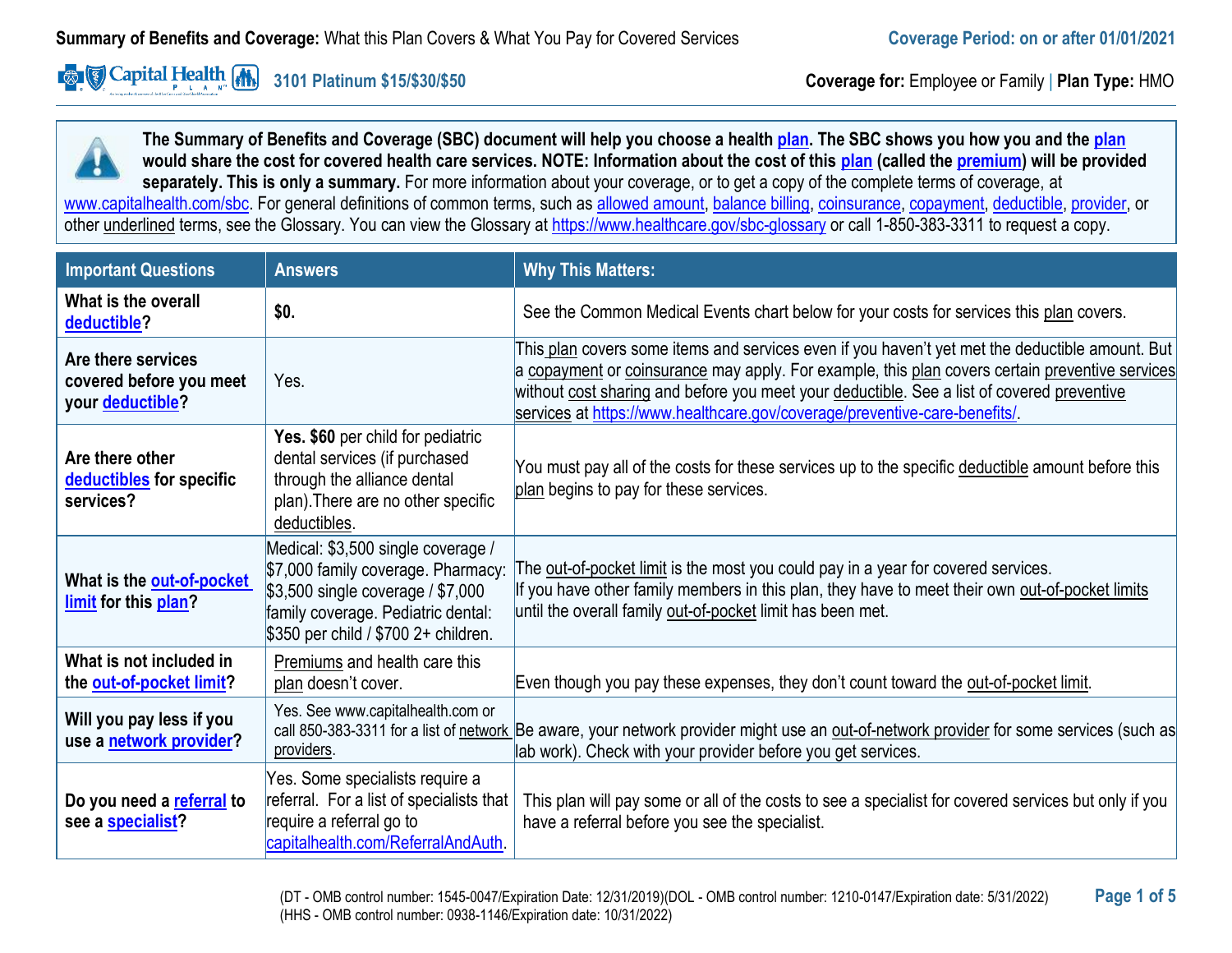**Summary of Benefits and Coverage:** What this Plan Covers & What You Pay for Covered Services

**Coverage Period: on or after 01/01/2021**

**3101 Platinum $15/$30/$50**

**Coverage for:** Employee or Family | **Plan Type:** HMO

**The Summary of Benefits and Coverage (SBC) document will help you choose a health plan. The SBC shows you how you and the plan would share the cost for covered health care services. NOTE: Information about the cost of this plan (called the premium) will be provided separately. This is only a summary.** For more information about your coverage, or to get a copy of the complete terms of coverage, at www.capitalhealth.com/sbc. For general definitions of common terms, such as allowed amount, balance billing, coinsurance, copayment, deductible, provider, or other underlined terms, see the Glossary. You can view the Glossary at https://www.healthcare.gov/sbc-glossary or call 1-850-383-3311 to request a copy.

| Important Questions | Answers | Why This Matters: |
|---|---|---|
| **What is the overall deductible?** | **$0.** | See the Common Medical Events chart below for your costs for services this plan covers. |
| **Are there services covered before you meet your deductible?** | Yes. | This plan covers some items and services even if you haven't yet met the deductible amount. But a copayment or coinsurance may apply. For example, this plan covers certain preventive services without cost sharing and before you meet your deductible. See a list of covered preventive services at https://www.healthcare.gov/coverage/preventive-care-benefits/. |
| **Are there other deductibles for specific services?** | **Yes. $60** per child for pediatric dental services (if purchased through the alliance dental plan).There are no other specific deductibles. | You must pay all of the costs for these services up to the specific deductible amount before this plan begins to pay for these services. |
| **What is the out-of-pocket limit for this plan?** | Medical: $3,500 single coverage / $7,000 family coverage. Pharmacy: $3,500 single coverage / $7,000 family coverage. Pediatric dental: $350 per child / $700 2+ children. | The out-of-pocket limit is the most you could pay in a year for covered services. If you have other family members in this plan, they have to meet their own out-of-pocket limits until the overall family out-of-pocket limit has been met. |
| **What is not included in the out-of-pocket limit?** | Premiums and health care this plan doesn't cover. | Even though you pay these expenses, they don't count toward the out-of-pocket limit. |
| **Will you pay less if you use a network provider?** | Yes. See www.capitalhealth.com or call 850-383-3311 for a list of network providers. | Be aware, your network provider might use an out-of-network provider for some services (such as lab work). Check with your provider before you get services. |
| **Do you need a referral to see a specialist?** | Yes. Some specialists require a referral. For a list of specialists that require a referral go to capitalhealth.com/ReferralAndAuth. | This plan will pay some or all of the costs to see a specialist for covered services but only if you have a referral before you see the specialist. |

(DT - OMB control number: 1545-0047/Expiration Date: 12/31/2019)(DOL - OMB control number: 1210-0147/Expiration date: 5/31/2022)
(HHS - OMB control number: 0938-1146/Expiration date: 10/31/2022)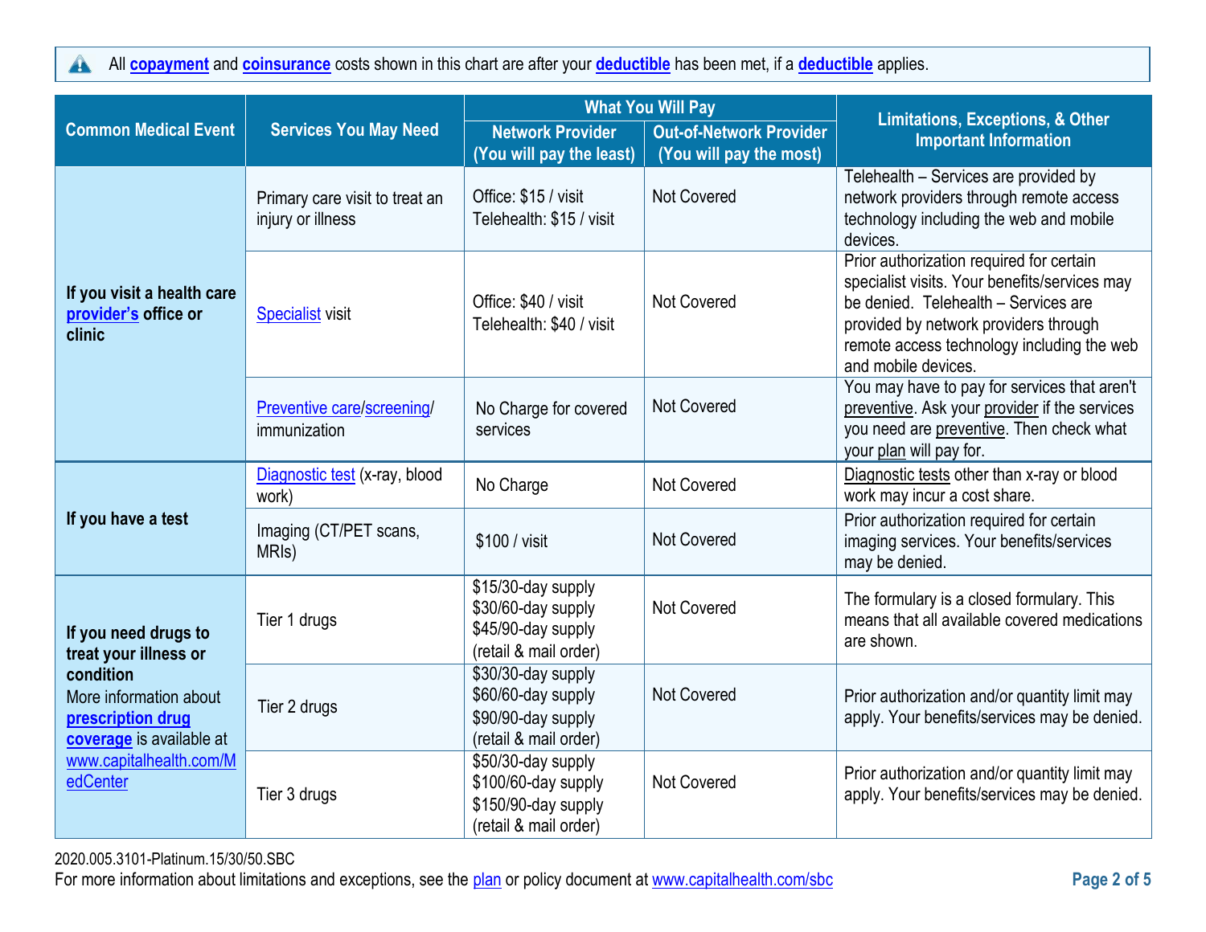All **copayment** and **coinsurance** costs shown in this chart are after your **deductible** has been met, if a **deductible** applies.

| Common Medical Event | Services You May Need | What You Will Pay | | Limitations, Exceptions, & Other Important Information |
|---|---|---|---|---|
| | | Network Provider (You will pay the least) | Out-of-Network Provider (You will pay the most) | |
| **If you visit a health care provider's office or clinic** | Primary care visit to treat an injury or illness | Office: $15 / visit<br>Telehealth: $15 / visit | Not Covered | Telehealth – Services are provided by network providers through remote access technology including the web and mobile devices. |
| | Specialist visit | Office: $40 / visit<br>Telehealth: $40 / visit | Not Covered | Prior authorization required for certain specialist visits. Your benefits/services may be denied. Telehealth – Services are provided by network providers through remote access technology including the web and mobile devices. |
| | Preventive care/screening/ immunization | No Charge for covered services | Not Covered | You may have to pay for services that aren't preventive. Ask your provider if the services you need are preventive. Then check what your plan will pay for. |
| **If you have a test** | Diagnostic test (x-ray, blood work) | No Charge | Not Covered | Diagnostic tests other than x-ray or blood work may incur a cost share. |
| | Imaging (CT/PET scans, MRIs) | $100 / visit | Not Covered | Prior authorization required for certain imaging services. Your benefits/services may be denied. |
| **If you need drugs to treat your illness or condition**<br>More information about **prescription drug coverage** is available at www.capitalhealth.com/MedCenter | Tier 1 drugs | $15/30-day supply<br>$30/60-day supply<br>$45/90-day supply<br>(retail & mail order) | Not Covered | The formulary is a closed formulary. This means that all available covered medications are shown. |
| | Tier 2 drugs | $30/30-day supply<br>$60/60-day supply<br>$90/90-day supply<br>(retail & mail order) | Not Covered | Prior authorization and/or quantity limit may apply. Your benefits/services may be denied. |
| | Tier 3 drugs | $50/30-day supply<br>$100/60-day supply<br>$150/90-day supply<br>(retail & mail order) | Not Covered | Prior authorization and/or quantity limit may apply. Your benefits/services may be denied. |

2020.005.3101-Platinum.15/30/50.SBC

For more information about limitations and exceptions, see the plan or policy document at www.capitalhealth.com/sbc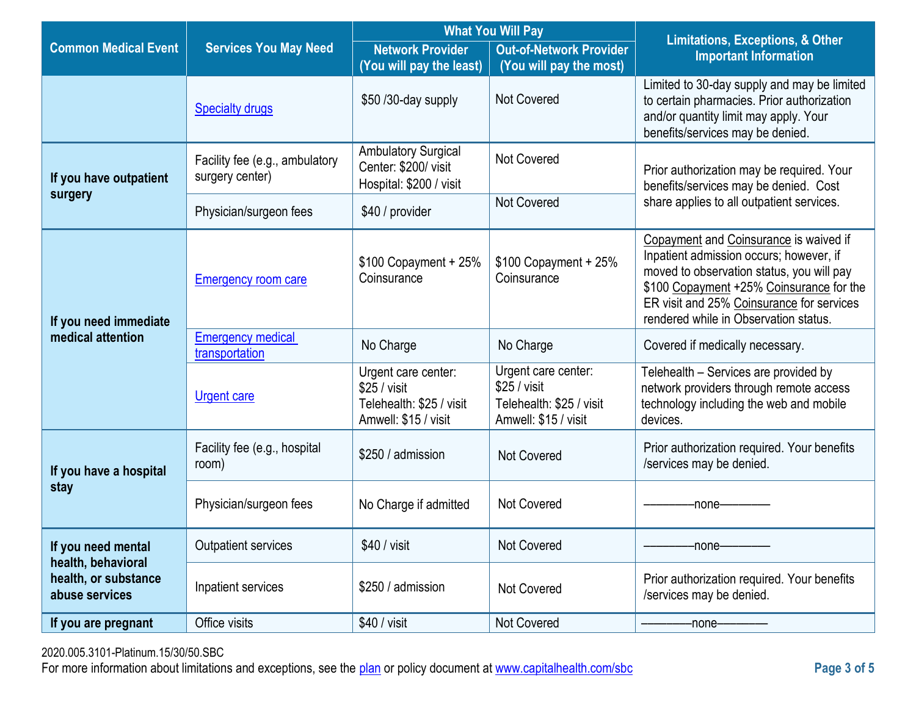| Common Medical Event | Services You May Need | What You Will Pay | | Limitations, Exceptions, & Other Important Information |
|---|---|---|---|---|
| | | Network Provider (You will pay the least) | Out-of-Network Provider (You will pay the most) | |
| | Specialty drugs | $50 /30-day supply | Not Covered | Limited to 30-day supply and may be limited to certain pharmacies. Prior authorization and/or quantity limit may apply. Your benefits/services may be denied. |
| If you have outpatient surgery | Facility fee (e.g., ambulatory surgery center) | Ambulatory Surgical Center: $200/ visit<br>Hospital: $200 / visit | Not Covered | Prior authorization may be required. Your benefits/services may be denied. Cost share applies to all outpatient services. |
| | Physician/surgeon fees | $40 / provider | Not Covered | |
| If you need immediate medical attention | Emergency room care | $100 Copayment + 25% Coinsurance | $100 Copayment + 25% Coinsurance | Copayment and Coinsurance is waived if Inpatient admission occurs; however, if moved to observation status, you will pay $100 Copayment +25% Coinsurance for the ER visit and 25% Coinsurance for services rendered while in Observation status. |
| | Emergency medical transportation | No Charge | No Charge | Covered if medically necessary. |
| | Urgent care | Urgent care center: $25 / visit<br>Telehealth: $25 / visit<br>Amwell: $15 / visit | Urgent care center: $25 / visit<br>Telehealth: $25 / visit<br>Amwell: $15 / visit | Telehealth – Services are provided by network providers through remote access technology including the web and mobile devices. |
| If you have a hospital stay | Facility fee (e.g., hospital room) | $250 / admission | Not Covered | Prior authorization required. Your benefits /services may be denied. |
| | Physician/surgeon fees | No Charge if admitted | Not Covered | ————none———— |
| If you need mental health, behavioral health, or substance abuse services | Outpatient services | $40 / visit | Not Covered | ————none———— |
| | Inpatient services | $250 / admission | Not Covered | Prior authorization required. Your benefits /services may be denied. |
| If you are pregnant | Office visits | $40 / visit | Not Covered | ————none———— |

2020.005.3101-Platinum.15/30/50.SBC

For more information about limitations and exceptions, see the plan or policy document at www.capitalhealth.com/sbc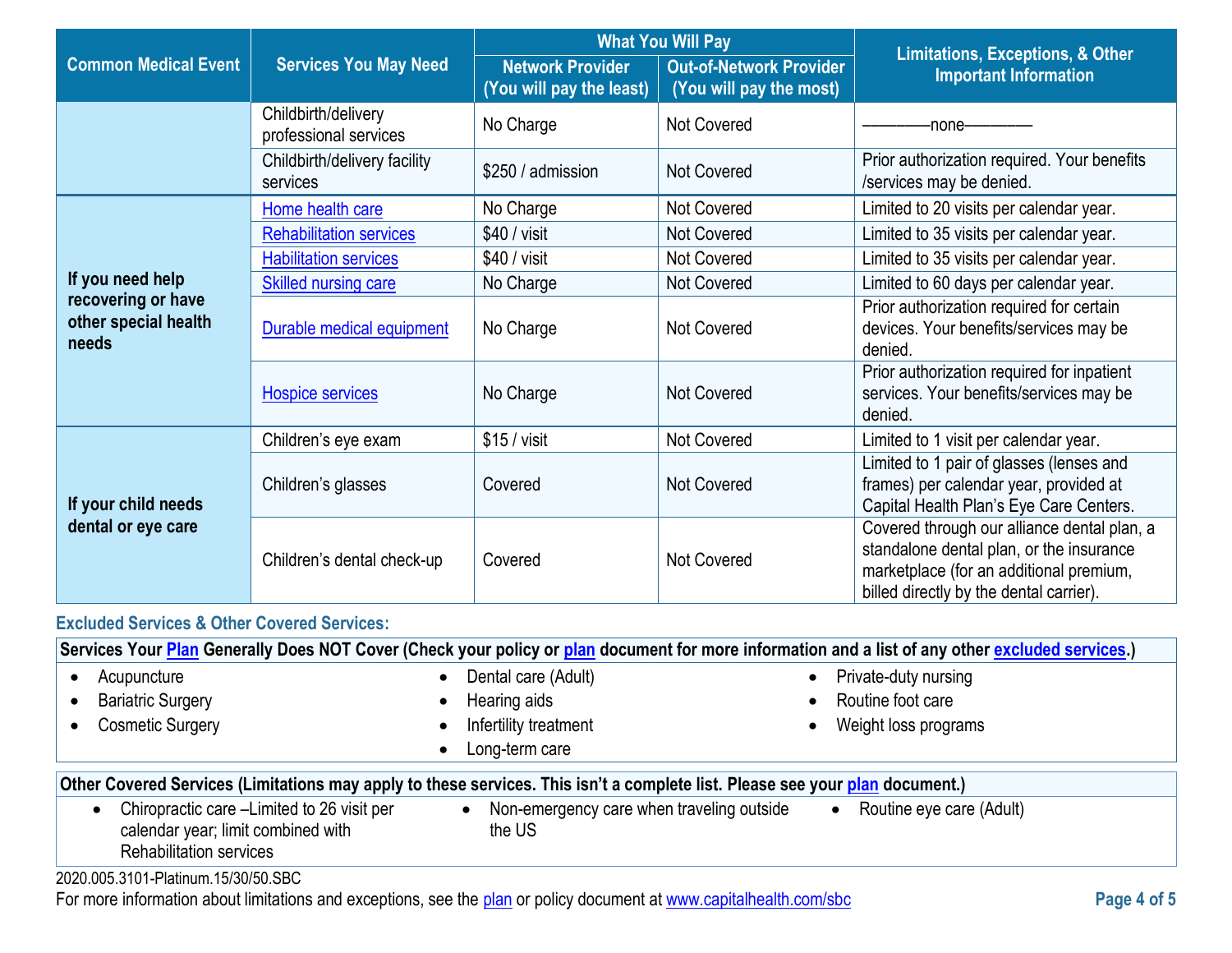| Common Medical Event | Services You May Need | What You Will Pay | | Limitations, Exceptions, & Other Important Information |
|---|---|---|---|---|
| | | Network Provider (You will pay the least) | Out-of-Network Provider (You will pay the most) | |
| | Childbirth/delivery professional services | No Charge | Not Covered | ————none———— |
| | Childbirth/delivery facility services | $250 / admission | Not Covered | Prior authorization required. Your benefits /services may be denied. |
| **If you need help recovering or have other special health needs** | Home health care | No Charge | Not Covered | Limited to 20 visits per calendar year. |
| | Rehabilitation services | $40 / visit | Not Covered | Limited to 35 visits per calendar year. |
| | Habilitation services | $40 / visit | Not Covered | Limited to 35 visits per calendar year. |
| | Skilled nursing care | No Charge | Not Covered | Limited to 60 days per calendar year. |
| | Durable medical equipment | No Charge | Not Covered | Prior authorization required for certain devices. Your benefits/services may be denied. |
| | Hospice services | No Charge | Not Covered | Prior authorization required for inpatient services. Your benefits/services may be denied. |
| **If your child needs dental or eye care** | Children's eye exam | $15 / visit | Not Covered | Limited to 1 visit per calendar year. |
| | Children's glasses | Covered | Not Covered | Limited to 1 pair of glasses (lenses and frames) per calendar year, provided at Capital Health Plan's Eye Care Centers. |
| | Children's dental check-up | Covered | Not Covered | Covered through our alliance dental plan, a standalone dental plan, or the insurance marketplace (for an additional premium, billed directly by the dental carrier). |

## Excluded Services & Other Covered Services:

**Services Your Plan Generally Does NOT Cover (Check your policy or plan document for more information and a list of any other excluded services.)**

- Acupuncture
- Bariatric Surgery
- Cosmetic Surgery
- Dental care (Adult)
- Hearing aids
- Infertility treatment
- Long-term care
- Private-duty nursing
- Routine foot care
- Weight loss programs

**Other Covered Services (Limitations may apply to these services. This isn't a complete list. Please see your plan document.)**

- Chiropractic care –Limited to 26 visit per calendar year; limit combined with Rehabilitation services
- Non-emergency care when traveling outside the US
- Routine eye care (Adult)

2020.005.3101-Platinum.15/30/50.SBC

For more information about limitations and exceptions, see the plan or policy document at www.capitalhealth.com/sbc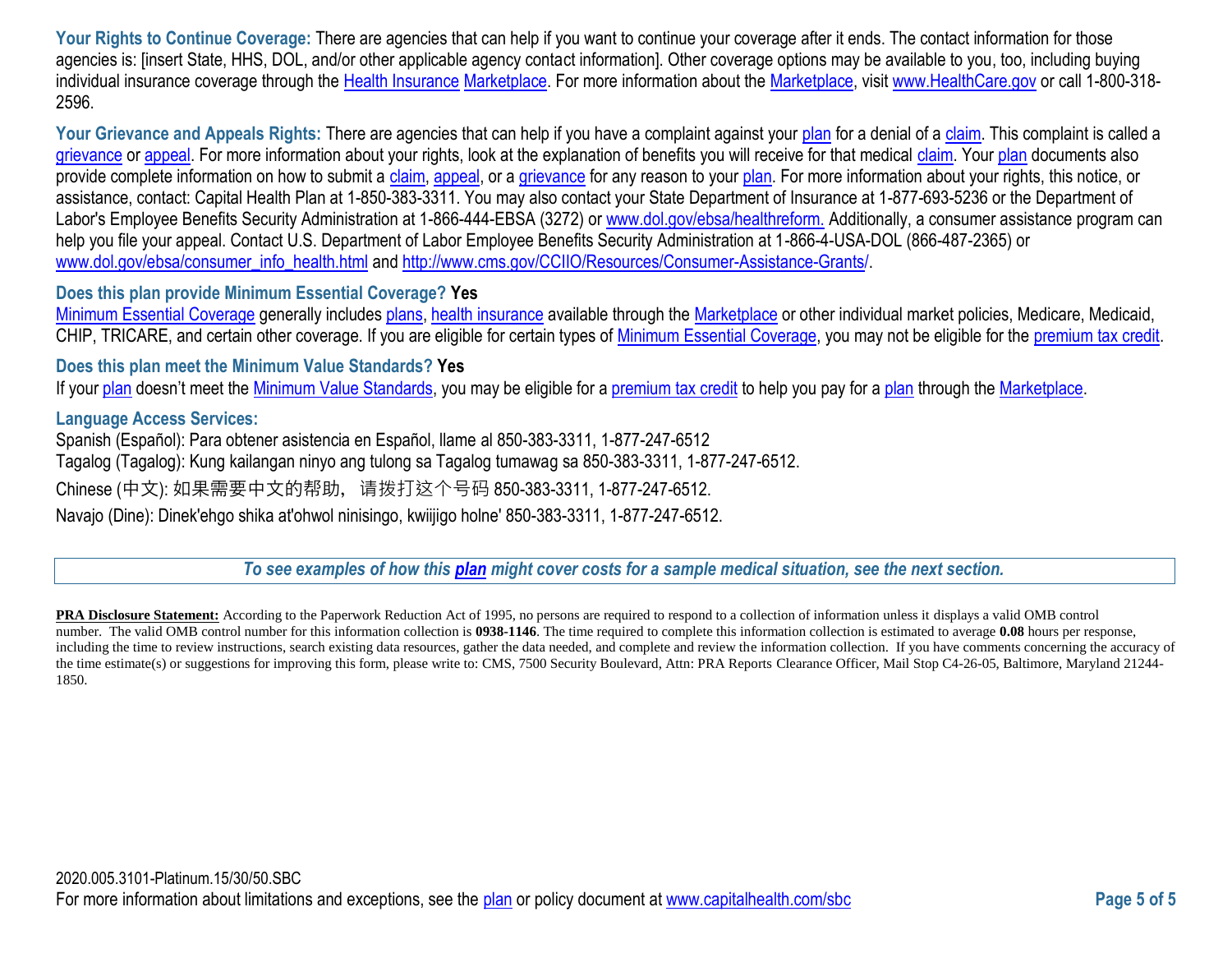**Your Rights to Continue Coverage:** There are agencies that can help if you want to continue your coverage after it ends. The contact information for those agencies is: [insert State, HHS, DOL, and/or other applicable agency contact information]. Other coverage options may be available to you, too, including buying individual insurance coverage through the Health Insurance Marketplace. For more information about the Marketplace, visit www.HealthCare.gov or call 1-800-318-2596.

**Your Grievance and Appeals Rights:** There are agencies that can help if you have a complaint against your plan for a denial of a claim. This complaint is called a grievance or appeal. For more information about your rights, look at the explanation of benefits you will receive for that medical claim. Your plan documents also provide complete information on how to submit a claim, appeal, or a grievance for any reason to your plan. For more information about your rights, this notice, or assistance, contact: Capital Health Plan at 1-850-383-3311. You may also contact your State Department of Insurance at 1-877-693-5236 or the Department of Labor's Employee Benefits Security Administration at 1-866-444-EBSA (3272) or www.dol.gov/ebsa/healthreform. Additionally, a consumer assistance program can help you file your appeal. Contact U.S. Department of Labor Employee Benefits Security Administration at 1-866-4-USA-DOL (866-487-2365) or www.dol.gov/ebsa/consumer_info_health.html and http://www.cms.gov/CCIIO/Resources/Consumer-Assistance-Grants/.

**Does this plan provide Minimum Essential Coverage? Yes**

Minimum Essential Coverage generally includes plans, health insurance available through the Marketplace or other individual market policies, Medicare, Medicaid, CHIP, TRICARE, and certain other coverage. If you are eligible for certain types of Minimum Essential Coverage, you may not be eligible for the premium tax credit.

**Does this plan meet the Minimum Value Standards? Yes**

If your plan doesn't meet the Minimum Value Standards, you may be eligible for a premium tax credit to help you pay for a plan through the Marketplace.

**Language Access Services:**

Spanish (Español): Para obtener asistencia en Español, llame al 850-383-3311, 1-877-247-6512

Tagalog (Tagalog): Kung kailangan ninyo ang tulong sa Tagalog tumawag sa 850-383-3311, 1-877-247-6512.

Chinese (中文): 如果需要中文的帮助，请拨打这个号码 850-383-3311, 1-877-247-6512.

Navajo (Dine): Dinek'ehgo shika at'ohwol ninisingo, kwiijigo holne' 850-383-3311, 1-877-247-6512.

***To see examples of how this plan might cover costs for a sample medical situation, see the next section.***

**PRA Disclosure Statement:** According to the Paperwork Reduction Act of 1995, no persons are required to respond to a collection of information unless it displays a valid OMB control number. The valid OMB control number for this information collection is **0938-1146**. The time required to complete this information collection is estimated to average **0.08** hours per response, including the time to review instructions, search existing data resources, gather the data needed, and complete and review the information collection. If you have comments concerning the accuracy of the time estimate(s) or suggestions for improving this form, please write to: CMS, 7500 Security Boulevard, Attn: PRA Reports Clearance Officer, Mail Stop C4-26-05, Baltimore, Maryland 21244-1850.

2020.005.3101-Platinum.15/30/50.SBC

For more information about limitations and exceptions, see the plan or policy document at www.capitalhealth.com/sbc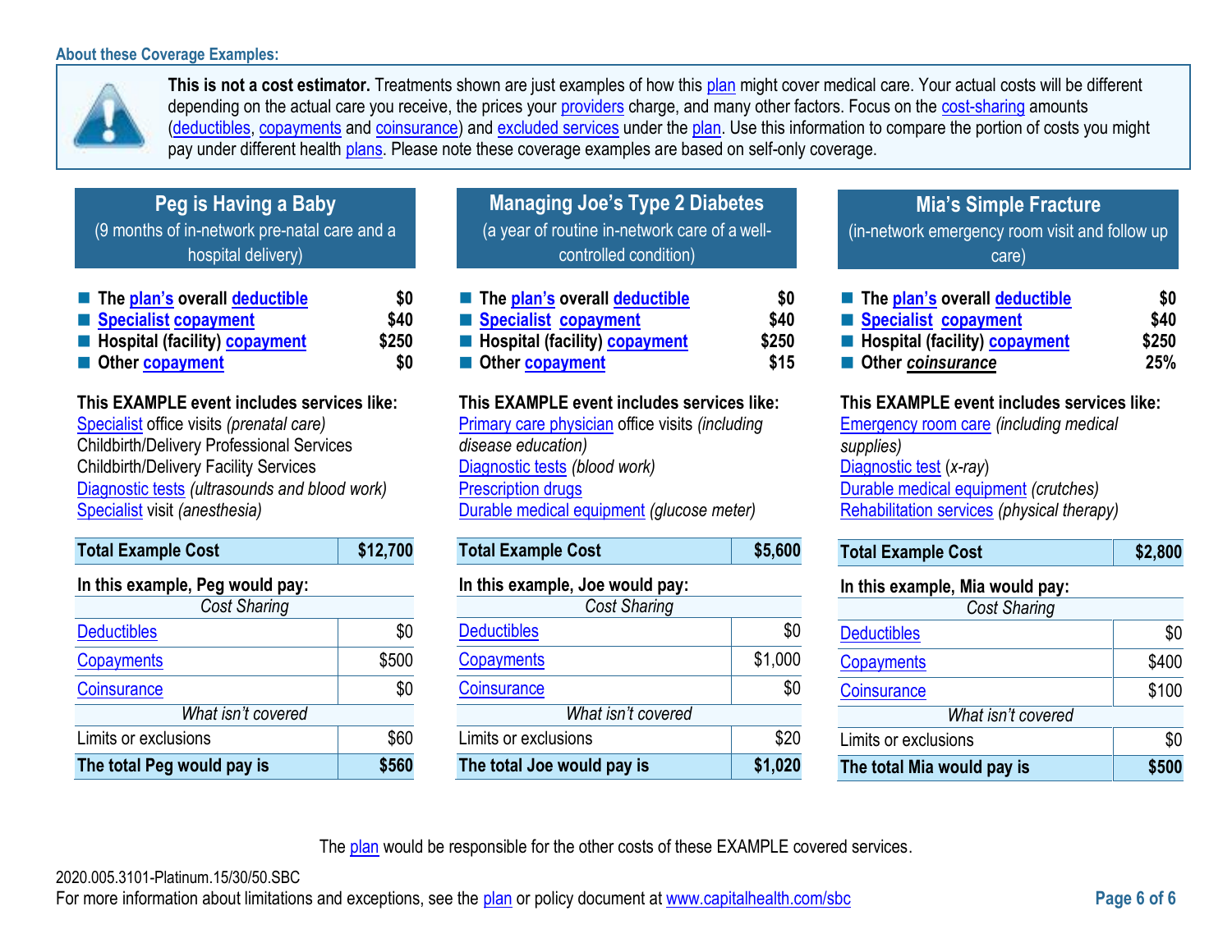**About these Coverage Examples:**

**This is not a cost estimator.** Treatments shown are just examples of how this plan might cover medical care. Your actual costs will be different depending on the actual care you receive, the prices your providers charge, and many other factors. Focus on the cost-sharing amounts (deductibles, copayments and coinsurance) and excluded services under the plan. Use this information to compare the portion of costs you might pay under different health plans. Please note these coverage examples are based on self-only coverage.

## Peg is Having a Baby

(9 months of in-network pre-natal care and a hospital delivery)

- **The plan's overall deductible** **$0**
- **Specialist copayment** **$40**
- **Hospital (facility) copayment** **$250**
- **Other copayment** **$0**

**This EXAMPLE event includes services like:**
Specialist office visits *(prenatal care)*
Childbirth/Delivery Professional Services
Childbirth/Delivery Facility Services
Diagnostic tests *(ultrasounds and blood work)*
Specialist visit *(anesthesia)*

| **Total Example Cost** | **$12,700** |
|---|---|
| **In this example, Peg would pay:** | |
| *Cost Sharing* | |
| Deductibles | $0 |
| Copayments | $500 |
| Coinsurance | $0 |
| *What isn't covered* | |
| Limits or exclusions | $60 |
| **The total Peg would pay is** | **$560** |

## Managing Joe's Type 2 Diabetes

(a year of routine in-network care of a well-controlled condition)

- **The plan's overall deductible** **$0**
- **Specialist copayment** **$40**
- **Hospital (facility) copayment** **$250**
- **Other copayment** **$15**

**This EXAMPLE event includes services like:**
Primary care physician office visits *(including disease education)*
Diagnostic tests *(blood work)*
Prescription drugs
Durable medical equipment *(glucose meter)*

| **Total Example Cost** | **$5,600** |
|---|---|
| **In this example, Joe would pay:** | |
| *Cost Sharing* | |
| Deductibles | $0 |
| Copayments | $1,000 |
| Coinsurance | $0 |
| *What isn't covered* | |
| Limits or exclusions | $20 |
| **The total Joe would pay is** | **$1,020** |

## Mia's Simple Fracture

(in-network emergency room visit and follow up care)

- **The plan's overall deductible** **$0**
- **Specialist copayment** **$40**
- **Hospital (facility) copayment** **$250**
- **Other *coinsurance*** **25%**

**This EXAMPLE event includes services like:**
Emergency room care *(including medical supplies)*
Diagnostic test (*x-ray*)
Durable medical equipment *(crutches)*
Rehabilitation services *(physical therapy)*

| **Total Example Cost** | **$2,800** |
|---|---|
| **In this example, Mia would pay:** | |
| *Cost Sharing* | |
| Deductibles | $0 |
| Copayments | $400 |
| Coinsurance | $100 |
| *What isn't covered* | |
| Limits or exclusions | $0 |
| **The total Mia would pay is** | **$500** |

The plan would be responsible for the other costs of these EXAMPLE covered services.

2020.005.3101-Platinum.15/30/50.SBC
For more information about limitations and exceptions, see the plan or policy document at www.capitalhealth.com/sbc